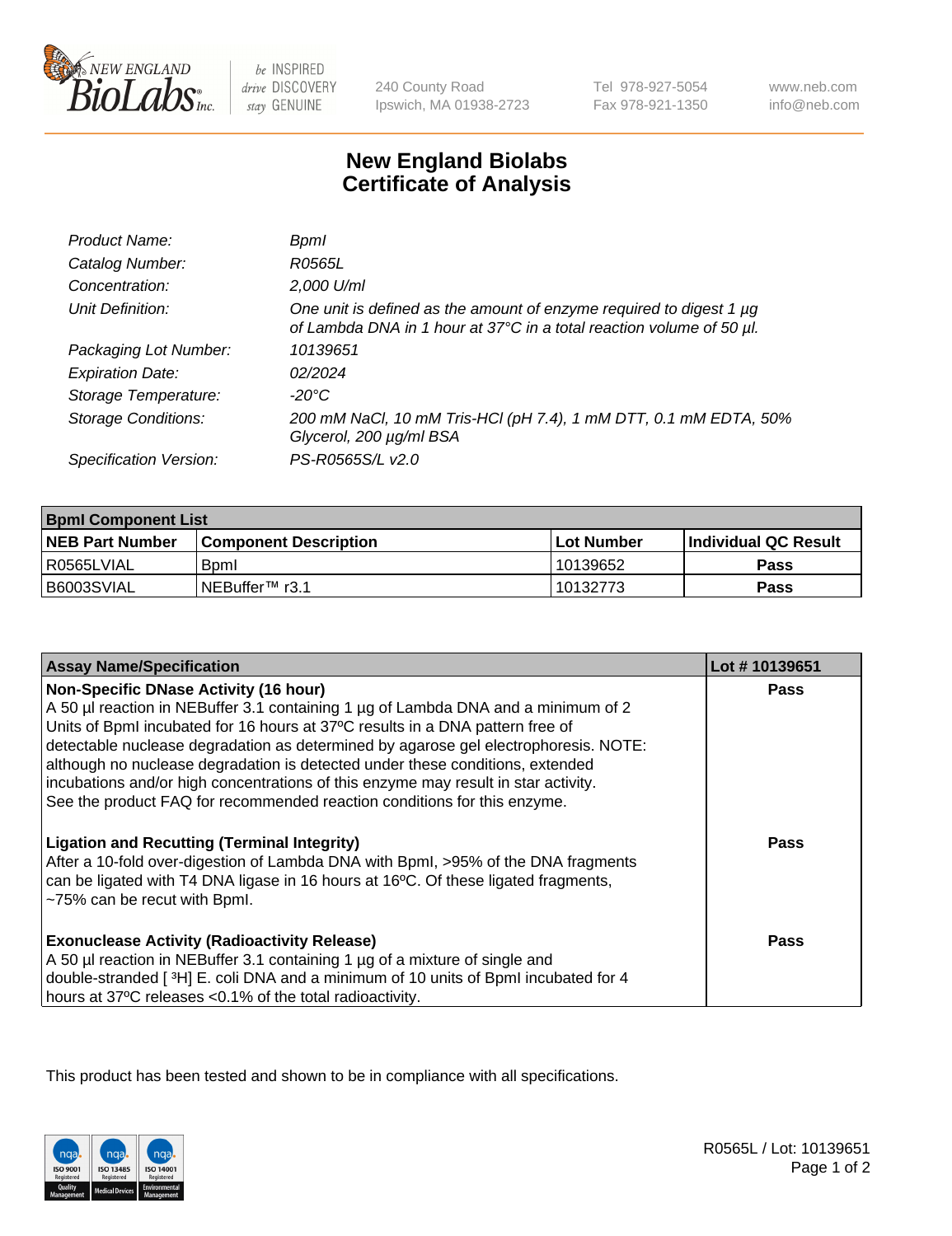240 County Road
Ipswich, MA 01938-2723

Tel 978-927-5054
Fax 978-921-1350

www.neb.com
info@neb.com

# New England Biolabs
# Certificate of Analysis

| | |
|---|---|
| *Product Name:* | *BpmI* |
| *Catalog Number:* | *R0565L* |
| *Concentration:* | *2,000 U/ml* |
| *Unit Definition:* | *One unit is defined as the amount of enzyme required to digest 1 µg of Lambda DNA in 1 hour at 37°C in a total reaction volume of 50 µl.* |
| *Packaging Lot Number:* | *10139651* |
| *Expiration Date:* | *02/2024* |
| *Storage Temperature:* | *-20°C* |
| *Storage Conditions:* | *200 mM NaCl, 10 mM Tris-HCl (pH 7.4), 1 mM DTT, 0.1 mM EDTA, 50% Glycerol, 200 µg/ml BSA* |
| *Specification Version:* | *PS-R0565S/L v2.0* |

| **BpmI Component List** | | | |
|---|---|---|---|
| **NEB Part Number** | **Component Description** | **Lot Number** | **Individual QC Result** |
| R0565LVIAL | BpmI | 10139652 | **Pass** |
| B6003SVIAL | NEBuffer™ r3.1 | 10132773 | **Pass** |

| **Assay Name/Specification** | **Lot # 10139651** |
|---|---|
| **Non-Specific DNase Activity (16 hour)**<br>A 50 µl reaction in NEBuffer 3.1 containing 1 µg of Lambda DNA and a minimum of 2 Units of BpmI incubated for 16 hours at 37ºC results in a DNA pattern free of detectable nuclease degradation as determined by agarose gel electrophoresis. NOTE: although no nuclease degradation is detected under these conditions, extended incubations and/or high concentrations of this enzyme may result in star activity. See the product FAQ for recommended reaction conditions for this enzyme. | **Pass** |
| **Ligation and Recutting (Terminal Integrity)**<br>After a 10-fold over-digestion of Lambda DNA with BpmI, >95% of the DNA fragments can be ligated with T4 DNA ligase in 16 hours at 16ºC. Of these ligated fragments, ~75% can be recut with BpmI. | **Pass** |
| **Exonuclease Activity (Radioactivity Release)**<br>A 50 µl reaction in NEBuffer 3.1 containing 1 µg of a mixture of single and double-stranded [ $^{3}$H] E. coli DNA and a minimum of 10 units of BpmI incubated for 4 hours at 37ºC releases <0.1% of the total radioactivity. | **Pass** |

This product has been tested and shown to be in compliance with all specifications.

R0565L / Lot: 10139651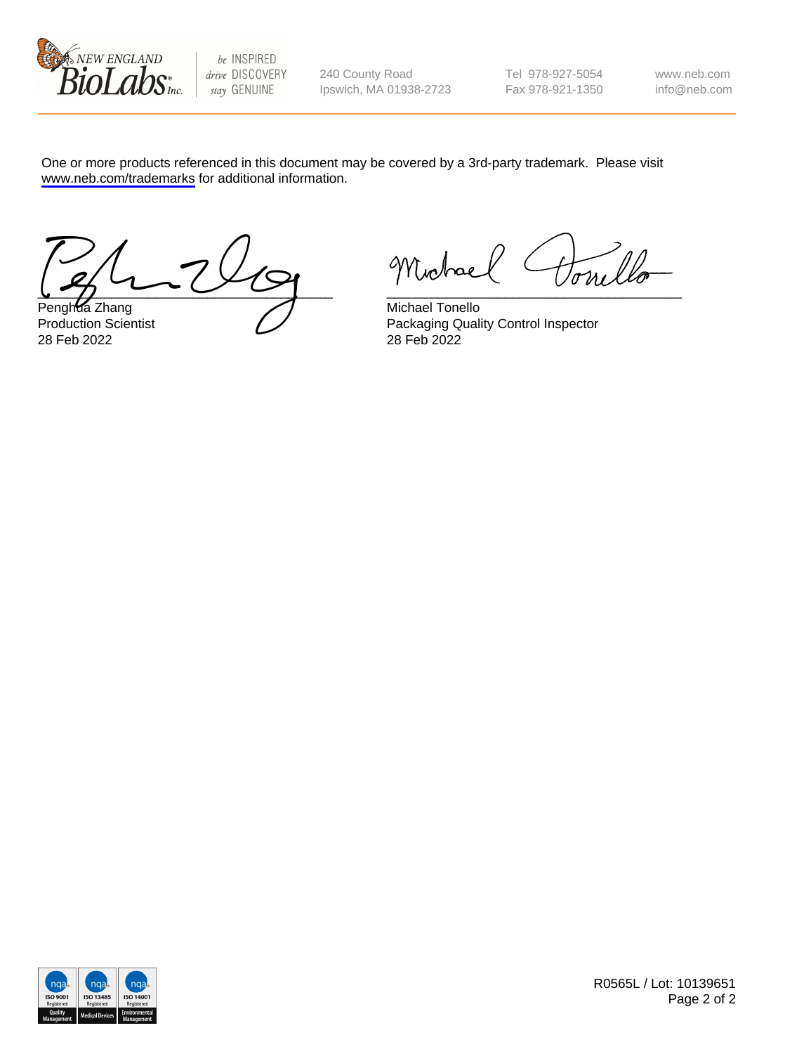One or more products referenced in this document may be covered by a 3rd-party trademark. Please visit www.neb.com/trademarks for additional information.

Penghua Zhang
Production Scientist
28 Feb 2022

Michael Tonello
Packaging Quality Control Inspector
28 Feb 2022

R0565L / Lot: 10139651